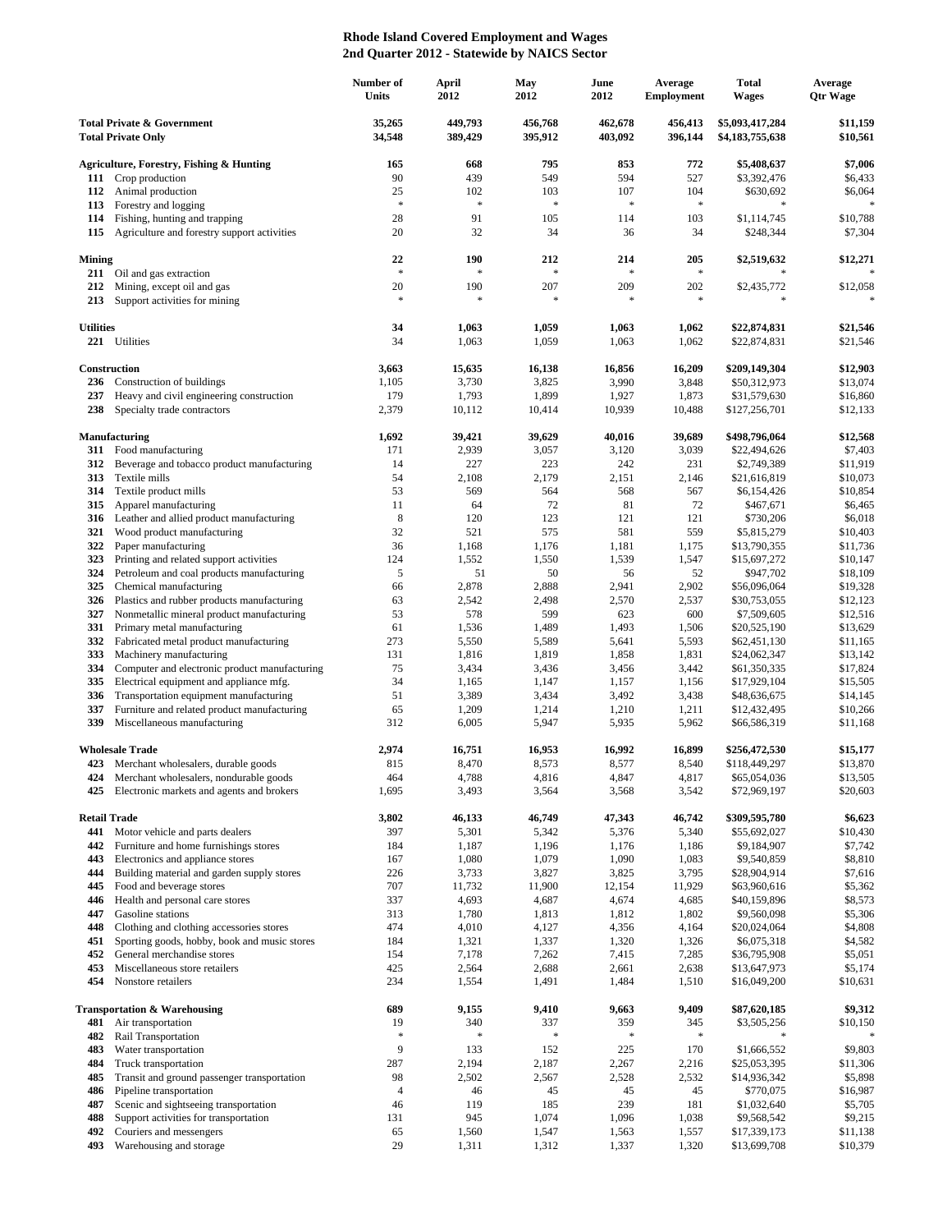## Rhode Island Covered Employment and Wages
## 2nd Quarter 2012 - Statewide by NAICS Sector

| | | Number of Units | April 2012 | May 2012 | June 2012 | Average Employment | Total Wages | Average Qtr Wage |
|---|---|---|---|---|---|---|---|---|
| **Total Private & Government** | | **35,265** | **449,793** | **456,768** | **462,678** | **456,413** | **$5,093,417,284** | **$11,159** |
| **Total Private Only** | | **34,548** | **389,429** | **395,912** | **403,092** | **396,144** | **$4,183,755,638** | **$10,561** |
| **Agriculture, Forestry, Fishing & Hunting** | | **165** | **668** | **795** | **853** | **772** | **$5,408,637** | **$7,006** |
| **111** | Crop production | 90 | 439 | 549 | 594 | 527 | $3,392,476 | $6,433 |
| **112** | Animal production | 25 | 102 | 103 | 107 | 104 | $630,692 | $6,064 |
| **113** | Forestry and logging | * | * | * | * | * | * | * |
| **114** | Fishing, hunting and trapping | 28 | 91 | 105 | 114 | 103 | $1,114,745 | $10,788 |
| **115** | Agriculture and forestry support activities | 20 | 32 | 34 | 36 | 34 | $248,344 | $7,304 |
| **Mining** | | **22** | **190** | **212** | **214** | **205** | **$2,519,632** | **$12,271** |
| **211** | Oil and gas extraction | * | * | * | * | * | * | * |
| **212** | Mining, except oil and gas | 20 | 190 | 207 | 209 | 202 | $2,435,772 | $12,058 |
| **213** | Support activities for mining | * | * | * | * | * | * | * |
| **Utilities** | | **34** | **1,063** | **1,059** | **1,063** | **1,062** | **$22,874,831** | **$21,546** |
| **221** | Utilities | 34 | 1,063 | 1,059 | 1,063 | 1,062 | $22,874,831 | $21,546 |
| **Construction** | | **3,663** | **15,635** | **16,138** | **16,856** | **16,209** | **$209,149,304** | **$12,903** |
| **236** | Construction of buildings | 1,105 | 3,730 | 3,825 | 3,990 | 3,848 | $50,312,973 | $13,074 |
| **237** | Heavy and civil engineering construction | 179 | 1,793 | 1,899 | 1,927 | 1,873 | $31,579,630 | $16,860 |
| **238** | Specialty trade contractors | 2,379 | 10,112 | 10,414 | 10,939 | 10,488 | $127,256,701 | $12,133 |
| **Manufacturing** | | **1,692** | **39,421** | **39,629** | **40,016** | **39,689** | **$498,796,064** | **$12,568** |
| **311** | Food manufacturing | 171 | 2,939 | 3,057 | 3,120 | 3,039 | $22,494,626 | $7,403 |
| **312** | Beverage and tobacco product manufacturing | 14 | 227 | 223 | 242 | 231 | $2,749,389 | $11,919 |
| **313** | Textile mills | 54 | 2,108 | 2,179 | 2,151 | 2,146 | $21,616,819 | $10,073 |
| **314** | Textile product mills | 53 | 569 | 564 | 568 | 567 | $6,154,426 | $10,854 |
| **315** | Apparel manufacturing | 11 | 64 | 72 | 81 | 72 | $467,671 | $6,465 |
| **316** | Leather and allied product manufacturing | 8 | 120 | 123 | 121 | 121 | $730,206 | $6,018 |
| **321** | Wood product manufacturing | 32 | 521 | 575 | 581 | 559 | $5,815,279 | $10,403 |
| **322** | Paper manufacturing | 36 | 1,168 | 1,176 | 1,181 | 1,175 | $13,790,355 | $11,736 |
| **323** | Printing and related support activities | 124 | 1,552 | 1,550 | 1,539 | 1,547 | $15,697,272 | $10,147 |
| **324** | Petroleum and coal products manufacturing | 5 | 51 | 50 | 56 | 52 | $947,702 | $18,109 |
| **325** | Chemical manufacturing | 66 | 2,878 | 2,888 | 2,941 | 2,902 | $56,096,064 | $19,328 |
| **326** | Plastics and rubber products manufacturing | 63 | 2,542 | 2,498 | 2,570 | 2,537 | $30,753,055 | $12,123 |
| **327** | Nonmetallic mineral product manufacturing | 53 | 578 | 599 | 623 | 600 | $7,509,605 | $12,516 |
| **331** | Primary metal manufacturing | 61 | 1,536 | 1,489 | 1,493 | 1,506 | $20,525,190 | $13,629 |
| **332** | Fabricated metal product manufacturing | 273 | 5,550 | 5,589 | 5,641 | 5,593 | $62,451,130 | $11,165 |
| **333** | Machinery manufacturing | 131 | 1,816 | 1,819 | 1,858 | 1,831 | $24,062,347 | $13,142 |
| **334** | Computer and electronic product manufacturing | 75 | 3,434 | 3,436 | 3,456 | 3,442 | $61,350,335 | $17,824 |
| **335** | Electrical equipment and appliance mfg. | 34 | 1,165 | 1,147 | 1,157 | 1,156 | $17,929,104 | $15,505 |
| **336** | Transportation equipment manufacturing | 51 | 3,389 | 3,434 | 3,492 | 3,438 | $48,636,675 | $14,145 |
| **337** | Furniture and related product manufacturing | 65 | 1,209 | 1,214 | 1,210 | 1,211 | $12,432,495 | $10,266 |
| **339** | Miscellaneous manufacturing | 312 | 6,005 | 5,947 | 5,935 | 5,962 | $66,586,319 | $11,168 |
| **Wholesale Trade** | | **2,974** | **16,751** | **16,953** | **16,992** | **16,899** | **$256,472,530** | **$15,177** |
| **423** | Merchant wholesalers, durable goods | 815 | 8,470 | 8,573 | 8,577 | 8,540 | $118,449,297 | $13,870 |
| **424** | Merchant wholesalers, nondurable goods | 464 | 4,788 | 4,816 | 4,847 | 4,817 | $65,054,036 | $13,505 |
| **425** | Electronic markets and agents and brokers | 1,695 | 3,493 | 3,564 | 3,568 | 3,542 | $72,969,197 | $20,603 |
| **Retail Trade** | | **3,802** | **46,133** | **46,749** | **47,343** | **46,742** | **$309,595,780** | **$6,623** |
| **441** | Motor vehicle and parts dealers | 397 | 5,301 | 5,342 | 5,376 | 5,340 | $55,692,027 | $10,430 |
| **442** | Furniture and home furnishings stores | 184 | 1,187 | 1,196 | 1,176 | 1,186 | $9,184,907 | $7,742 |
| **443** | Electronics and appliance stores | 167 | 1,080 | 1,079 | 1,090 | 1,083 | $9,540,859 | $8,810 |
| **444** | Building material and garden supply stores | 226 | 3,733 | 3,827 | 3,825 | 3,795 | $28,904,914 | $7,616 |
| **445** | Food and beverage stores | 707 | 11,732 | 11,900 | 12,154 | 11,929 | $63,960,616 | $5,362 |
| **446** | Health and personal care stores | 337 | 4,693 | 4,687 | 4,674 | 4,685 | $40,159,896 | $8,573 |
| **447** | Gasoline stations | 313 | 1,780 | 1,813 | 1,812 | 1,802 | $9,560,098 | $5,306 |
| **448** | Clothing and clothing accessories stores | 474 | 4,010 | 4,127 | 4,356 | 4,164 | $20,024,064 | $4,808 |
| **451** | Sporting goods, hobby, book and music stores | 184 | 1,321 | 1,337 | 1,320 | 1,326 | $6,075,318 | $4,582 |
| **452** | General merchandise stores | 154 | 7,178 | 7,262 | 7,415 | 7,285 | $36,795,908 | $5,051 |
| **453** | Miscellaneous store retailers | 425 | 2,564 | 2,688 | 2,661 | 2,638 | $13,647,973 | $5,174 |
| **454** | Nonstore retailers | 234 | 1,554 | 1,491 | 1,484 | 1,510 | $16,049,200 | $10,631 |
| **Transportation & Warehousing** | | **689** | **9,155** | **9,410** | **9,663** | **9,409** | **$87,620,185** | **$9,312** |
| **481** | Air transportation | 19 | 340 | 337 | 359 | 345 | $3,505,256 | $10,150 |
| **482** | Rail Transportation | * | * | * | * | * | * | * |
| **483** | Water transportation | 9 | 133 | 152 | 225 | 170 | $1,666,552 | $9,803 |
| **484** | Truck transportation | 287 | 2,194 | 2,187 | 2,267 | 2,216 | $25,053,395 | $11,306 |
| **485** | Transit and ground passenger transportation | 98 | 2,502 | 2,567 | 2,528 | 2,532 | $14,936,342 | $5,898 |
| **486** | Pipeline transportation | 4 | 46 | 45 | 45 | 45 | $770,075 | $16,987 |
| **487** | Scenic and sightseeing transportation | 46 | 119 | 185 | 239 | 181 | $1,032,640 | $5,705 |
| **488** | Support activities for transportation | 131 | 945 | 1,074 | 1,096 | 1,038 | $9,568,542 | $9,215 |
| **492** | Couriers and messengers | 65 | 1,560 | 1,547 | 1,563 | 1,557 | $17,339,173 | $11,138 |
| **493** | Warehousing and storage | 29 | 1,311 | 1,312 | 1,337 | 1,320 | $13,699,708 | $10,379 |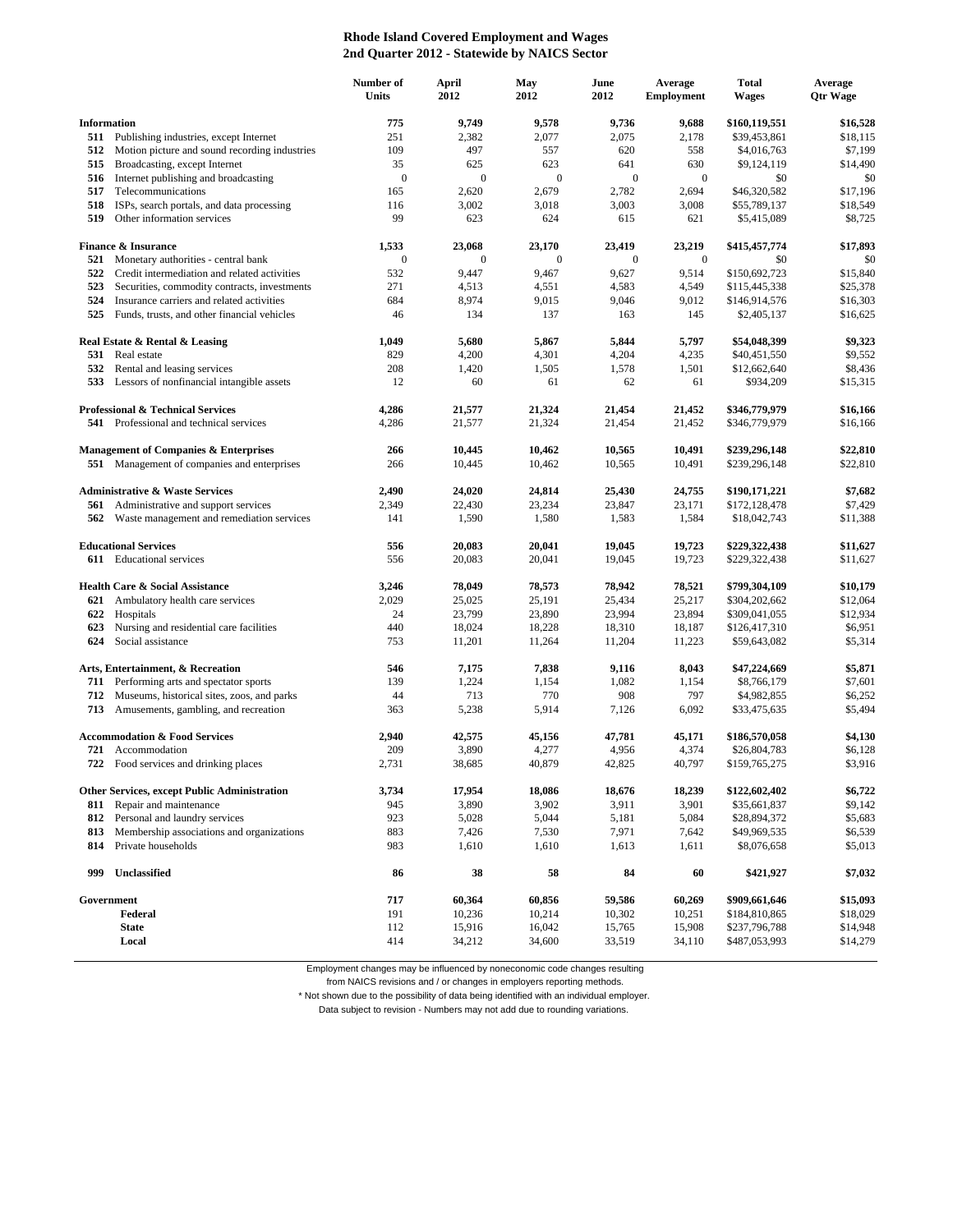# Rhode Island Covered Employment and Wages
## 2nd Quarter 2012 - Statewide by NAICS Sector

| | Number of Units | April 2012 | May 2012 | June 2012 | Average Employment | Total Wages | Average Qtr Wage |
|---|---|---|---|---|---|---|---|
| **Information** | **775** | **9,749** | **9,578** | **9,736** | **9,688** | **$160,119,551** | **$16,528** |
| **511** Publishing industries, except Internet | 251 | 2,382 | 2,077 | 2,075 | 2,178 | $39,453,861 | $18,115 |
| **512** Motion picture and sound recording industries | 109 | 497 | 557 | 620 | 558 | $4,016,763 | $7,199 |
| **515** Broadcasting, except Internet | 35 | 625 | 623 | 641 | 630 | $9,124,119 | $14,490 |
| **516** Internet publishing and broadcasting | 0 | 0 | 0 | 0 | 0 | $0 | $0 |
| **517** Telecommunications | 165 | 2,620 | 2,679 | 2,782 | 2,694 | $46,320,582 | $17,196 |
| **518** ISPs, search portals, and data processing | 116 | 3,002 | 3,018 | 3,003 | 3,008 | $55,789,137 | $18,549 |
| **519** Other information services | 99 | 623 | 624 | 615 | 621 | $5,415,089 | $8,725 |
| **Finance & Insurance** | **1,533** | **23,068** | **23,170** | **23,419** | **23,219** | **$415,457,774** | **$17,893** |
| **521** Monetary authorities - central bank | 0 | 0 | 0 | 0 | 0 | $0 | $0 |
| **522** Credit intermediation and related activities | 532 | 9,447 | 9,467 | 9,627 | 9,514 | $150,692,723 | $15,840 |
| **523** Securities, commodity contracts, investments | 271 | 4,513 | 4,551 | 4,583 | 4,549 | $115,445,338 | $25,378 |
| **524** Insurance carriers and related activities | 684 | 8,974 | 9,015 | 9,046 | 9,012 | $146,914,576 | $16,303 |
| **525** Funds, trusts, and other financial vehicles | 46 | 134 | 137 | 163 | 145 | $2,405,137 | $16,625 |
| **Real Estate & Rental & Leasing** | **1,049** | **5,680** | **5,867** | **5,844** | **5,797** | **$54,048,399** | **$9,323** |
| **531** Real estate | 829 | 4,200 | 4,301 | 4,204 | 4,235 | $40,451,550 | $9,552 |
| **532** Rental and leasing services | 208 | 1,420 | 1,505 | 1,578 | 1,501 | $12,662,640 | $8,436 |
| **533** Lessors of nonfinancial intangible assets | 12 | 60 | 61 | 62 | 61 | $934,209 | $15,315 |
| **Professional & Technical Services** | **4,286** | **21,577** | **21,324** | **21,454** | **21,452** | **$346,779,979** | **$16,166** |
| **541** Professional and technical services | 4,286 | 21,577 | 21,324 | 21,454 | 21,452 | $346,779,979 | $16,166 |
| **Management of Companies & Enterprises** | **266** | **10,445** | **10,462** | **10,565** | **10,491** | **$239,296,148** | **$22,810** |
| **551** Management of companies and enterprises | 266 | 10,445 | 10,462 | 10,565 | 10,491 | $239,296,148 | $22,810 |
| **Administrative & Waste Services** | **2,490** | **24,020** | **24,814** | **25,430** | **24,755** | **$190,171,221** | **$7,682** |
| **561** Administrative and support services | 2,349 | 22,430 | 23,234 | 23,847 | 23,171 | $172,128,478 | $7,429 |
| **562** Waste management and remediation services | 141 | 1,590 | 1,580 | 1,583 | 1,584 | $18,042,743 | $11,388 |
| **Educational Services** | **556** | **20,083** | **20,041** | **19,045** | **19,723** | **$229,322,438** | **$11,627** |
| **611** Educational services | 556 | 20,083 | 20,041 | 19,045 | 19,723 | $229,322,438 | $11,627 |
| **Health Care & Social Assistance** | **3,246** | **78,049** | **78,573** | **78,942** | **78,521** | **$799,304,109** | **$10,179** |
| **621** Ambulatory health care services | 2,029 | 25,025 | 25,191 | 25,434 | 25,217 | $304,202,662 | $12,064 |
| **622** Hospitals | 24 | 23,799 | 23,890 | 23,994 | 23,894 | $309,041,055 | $12,934 |
| **623** Nursing and residential care facilities | 440 | 18,024 | 18,228 | 18,310 | 18,187 | $126,417,310 | $6,951 |
| **624** Social assistance | 753 | 11,201 | 11,264 | 11,204 | 11,223 | $59,643,082 | $5,314 |
| **Arts, Entertainment, & Recreation** | **546** | **7,175** | **7,838** | **9,116** | **8,043** | **$47,224,669** | **$5,871** |
| **711** Performing arts and spectator sports | 139 | 1,224 | 1,154 | 1,082 | 1,154 | $8,766,179 | $7,601 |
| **712** Museums, historical sites, zoos, and parks | 44 | 713 | 770 | 908 | 797 | $4,982,855 | $6,252 |
| **713** Amusements, gambling, and recreation | 363 | 5,238 | 5,914 | 7,126 | 6,092 | $33,475,635 | $5,494 |
| **Accommodation & Food Services** | **2,940** | **42,575** | **45,156** | **47,781** | **45,171** | **$186,570,058** | **$4,130** |
| **721** Accommodation | 209 | 3,890 | 4,277 | 4,956 | 4,374 | $26,804,783 | $6,128 |
| **722** Food services and drinking places | 2,731 | 38,685 | 40,879 | 42,825 | 40,797 | $159,765,275 | $3,916 |
| **Other Services, except Public Administration** | **3,734** | **17,954** | **18,086** | **18,676** | **18,239** | **$122,602,402** | **$6,722** |
| **811** Repair and maintenance | 945 | 3,890 | 3,902 | 3,911 | 3,901 | $35,661,837 | $9,142 |
| **812** Personal and laundry services | 923 | 5,028 | 5,044 | 5,181 | 5,084 | $28,894,372 | $5,683 |
| **813** Membership associations and organizations | 883 | 7,426 | 7,530 | 7,971 | 7,642 | $49,969,535 | $6,539 |
| **814** Private households | 983 | 1,610 | 1,610 | 1,613 | 1,611 | $8,076,658 | $5,013 |
| **999 Unclassified** | **86** | **38** | **58** | **84** | **60** | **$421,927** | **$7,032** |
| **Government** | **717** | **60,364** | **60,856** | **59,586** | **60,269** | **$909,661,646** | **$15,093** |
| **Federal** | 191 | 10,236 | 10,214 | 10,302 | 10,251 | $184,810,865 | $18,029 |
| **State** | 112 | 15,916 | 16,042 | 15,765 | 15,908 | $237,796,788 | $14,948 |
| **Local** | 414 | 34,212 | 34,600 | 33,519 | 34,110 | $487,053,993 | $14,279 |

Employment changes may be influenced by noneconomic code changes resulting from NAICS revisions and / or changes in employers reporting methods.

* Not shown due to the possibility of data being identified with an individual employer.

Data subject to revision - Numbers may not add due to rounding variations.